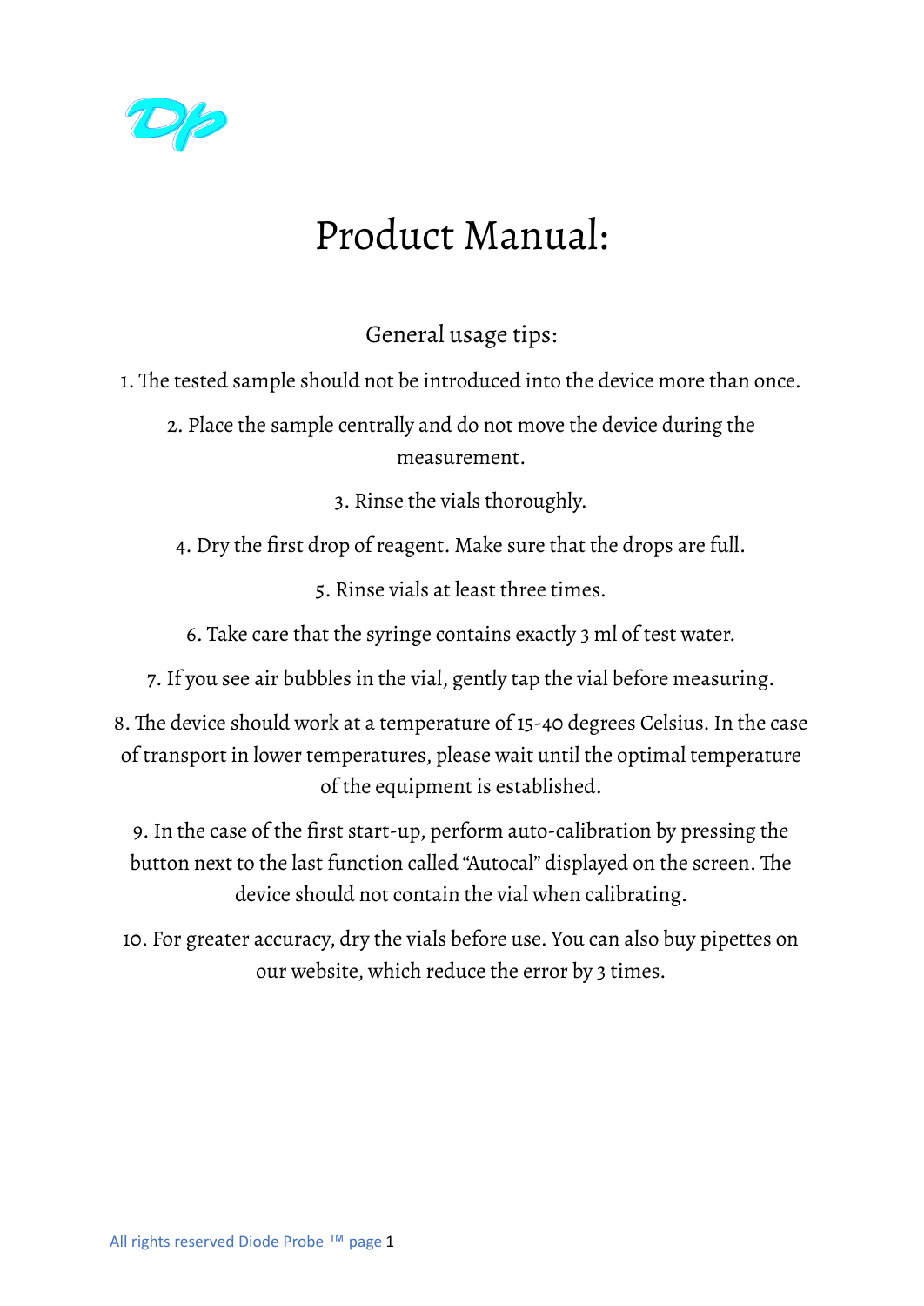# Product Manual:

## General usage tips:

1. The tested sample should not be introduced into the device more than once.
2. Place the sample centrally and do not move the device during the measurement.
3. Rinse the vials thoroughly.
4. Dry the first drop of reagent. Make sure that the drops are full.
5. Rinse vials at least three times.
6. Take care that the syringe contains exactly 3 ml of test water.
7. If you see air bubbles in the vial, gently tap the vial before measuring.
8. The device should work at a temperature of 15-40 degrees Celsius. In the case of transport in lower temperatures, please wait until the optimal temperature of the equipment is established.
9. In the case of the first start-up, perform auto-calibration by pressing the button next to the last function called "Autocal" displayed on the screen. The device should not contain the vial when calibrating.
10. For greater accuracy, dry the vials before use. You can also buy pipettes on our website, which reduce the error by 3 times.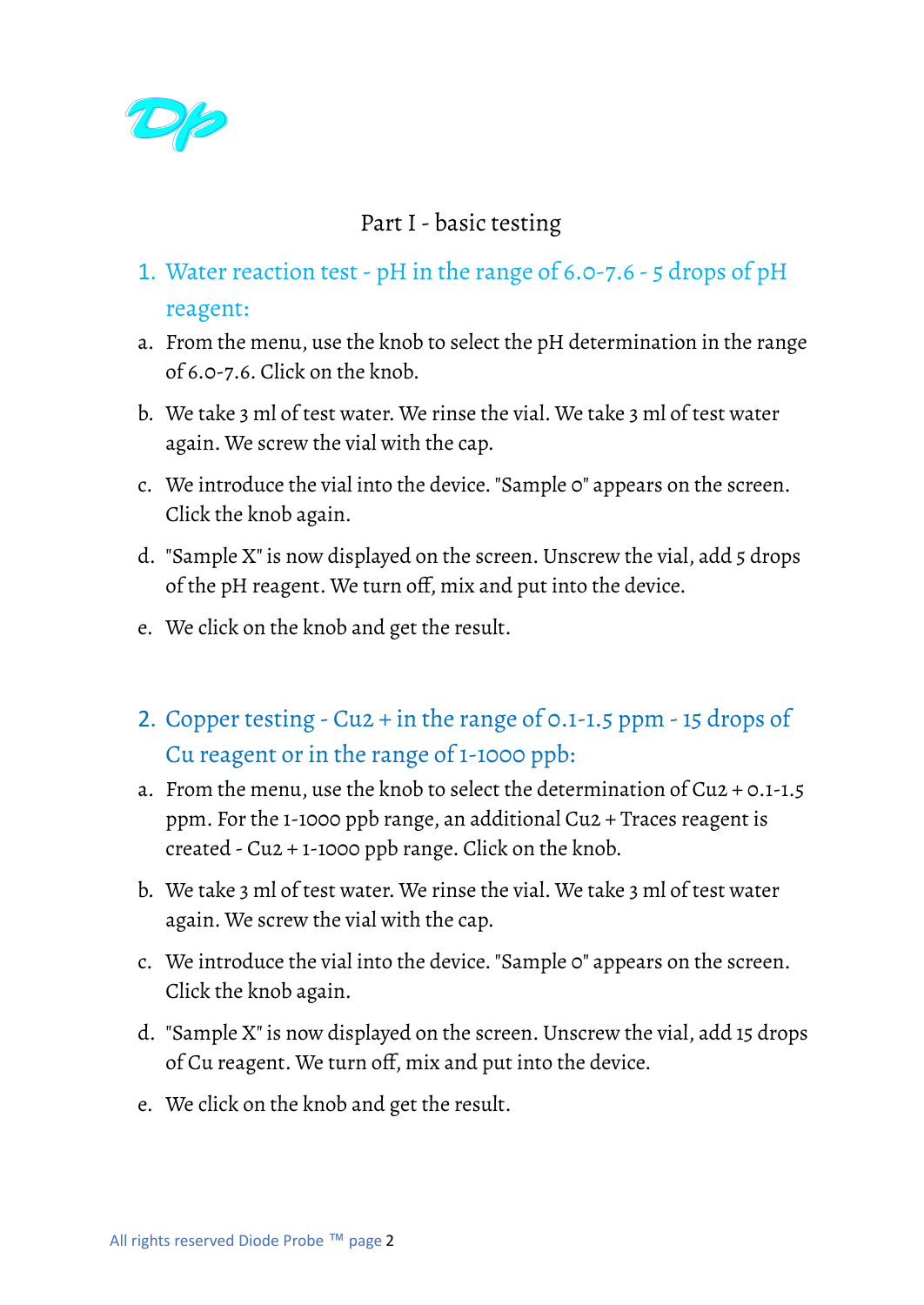## Part I - basic testing

### 1. Water reaction test - pH in the range of 6.0-7.6 - 5 drops of pH reagent:

a. From the menu, use the knob to select the pH determination in the range of 6.0-7.6. Click on the knob.

b. We take 3 ml of test water. We rinse the vial. We take 3 ml of test water again. We screw the vial with the cap.

c. We introduce the vial into the device. "Sample 0" appears on the screen. Click the knob again.

d. "Sample X" is now displayed on the screen. Unscrew the vial, add 5 drops of the pH reagent. We turn off, mix and put into the device.

e. We click on the knob and get the result.

### 2. Copper testing - Cu2 + in the range of 0.1-1.5 ppm - 15 drops of Cu reagent or in the range of 1-1000 ppb:

a. From the menu, use the knob to select the determination of Cu2 + 0.1-1.5 ppm. For the 1-1000 ppb range, an additional Cu2 + Traces reagent is created - Cu2 + 1-1000 ppb range. Click on the knob.

b. We take 3 ml of test water. We rinse the vial. We take 3 ml of test water again. We screw the vial with the cap.

c. We introduce the vial into the device. "Sample 0" appears on the screen. Click the knob again.

d. "Sample X" is now displayed on the screen. Unscrew the vial, add 15 drops of Cu reagent. We turn off, mix and put into the device.

e. We click on the knob and get the result.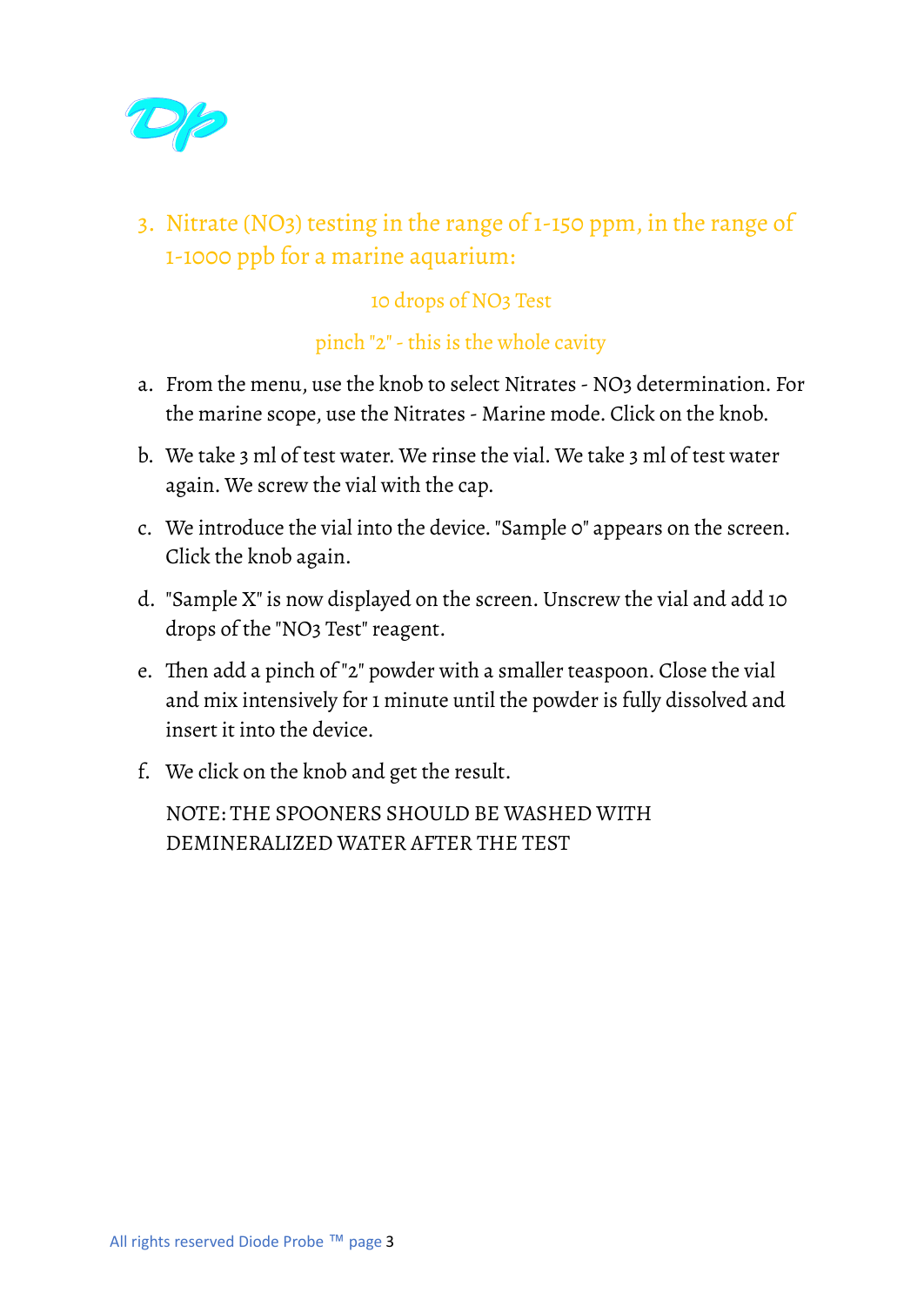## 3. Nitrate ($NO_3$) testing in the range of 1-150 ppm, in the range of 1-1000 ppb for a marine aquarium:

10 drops of NO3 Test

pinch "2" - this is the whole cavity

a. From the menu, use the knob to select Nitrates - NO3 determination. For the marine scope, use the Nitrates - Marine mode. Click on the knob.

b. We take 3 ml of test water. We rinse the vial. We take 3 ml of test water again. We screw the vial with the cap.

c. We introduce the vial into the device. "Sample 0" appears on the screen. Click the knob again.

d. "Sample X" is now displayed on the screen. Unscrew the vial and add 10 drops of the "NO3 Test" reagent.

e. Then add a pinch of "2" powder with a smaller teaspoon. Close the vial and mix intensively for 1 minute until the powder is fully dissolved and insert it into the device.

f. We click on the knob and get the result.

NOTE: THE SPOONERS SHOULD BE WASHED WITH DEMINERALIZED WATER AFTER THE TEST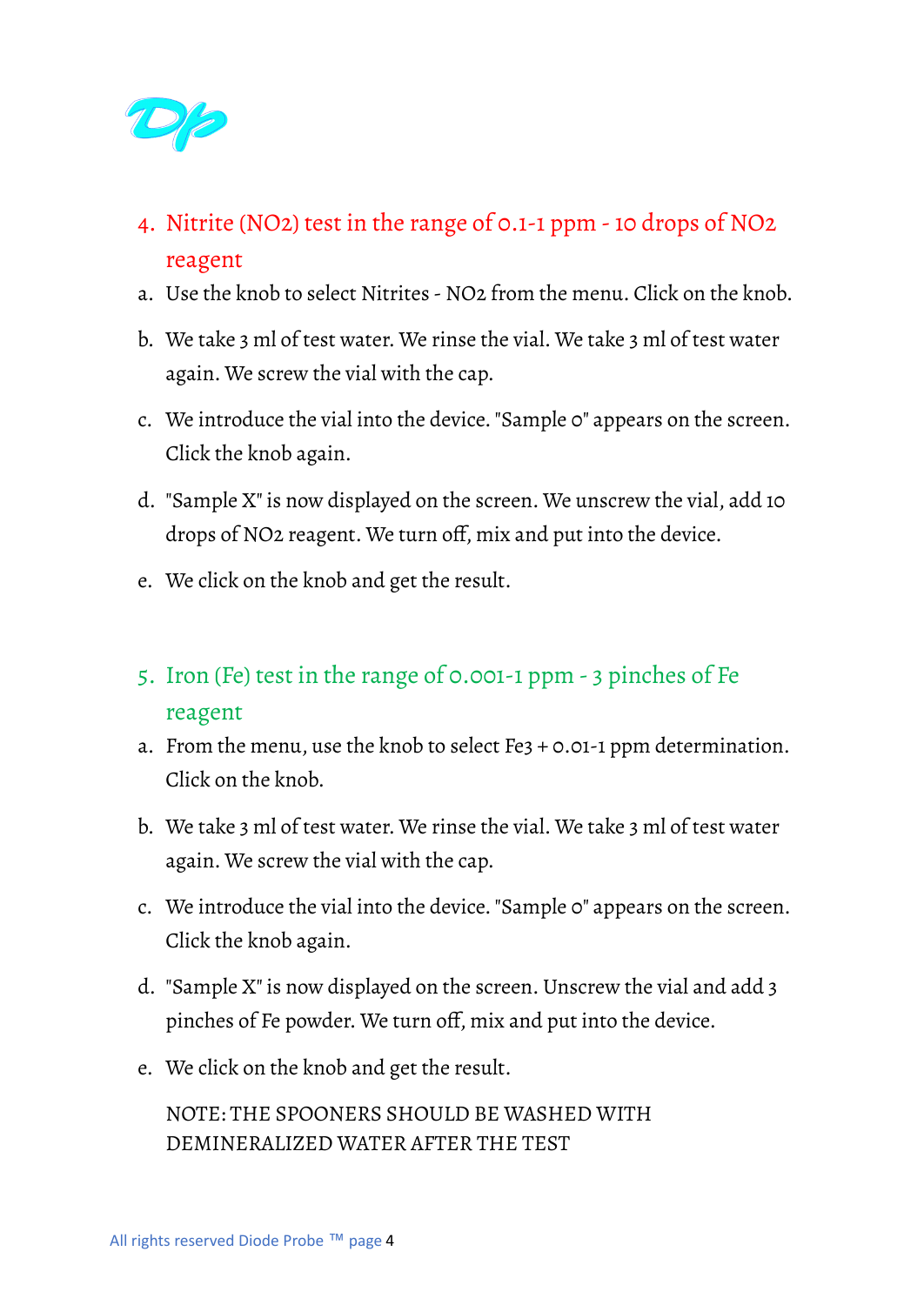## 4. Nitrite ($NO_2$) test in the range of 0.1-1 ppm - 10 drops of $NO_2$ reagent

a. Use the knob to select Nitrites - $NO_2$ from the menu. Click on the knob.

b. We take 3 ml of test water. We rinse the vial. We take 3 ml of test water again. We screw the vial with the cap.

c. We introduce the vial into the device. "Sample 0" appears on the screen. Click the knob again.

d. "Sample X" is now displayed on the screen. We unscrew the vial, add 10 drops of $NO_2$ reagent. We turn off, mix and put into the device.

e. We click on the knob and get the result.

## 5. Iron (Fe) test in the range of 0.001-1 ppm - 3 pinches of Fe reagent

a. From the menu, use the knob to select $Fe^{3+}$ 0.01-1 ppm determination. Click on the knob.

b. We take 3 ml of test water. We rinse the vial. We take 3 ml of test water again. We screw the vial with the cap.

c. We introduce the vial into the device. "Sample 0" appears on the screen. Click the knob again.

d. "Sample X" is now displayed on the screen. Unscrew the vial and add 3 pinches of Fe powder. We turn off, mix and put into the device.

e. We click on the knob and get the result.

NOTE: THE SPOONERS SHOULD BE WASHED WITH DEMINERALIZED WATER AFTER THE TEST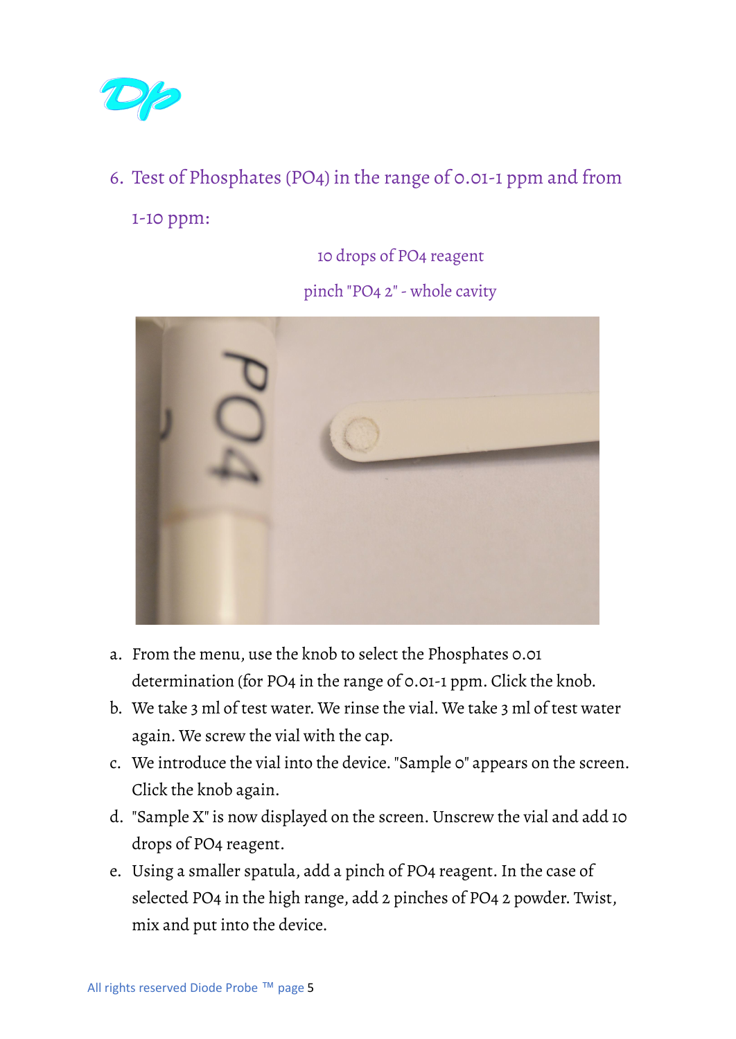## 6. Test of Phosphates (PO4) in the range of 0.01-1 ppm and from 1-10 ppm:

10 drops of PO4 reagent

pinch "PO4 2" - whole cavity

a. From the menu, use the knob to select the Phosphates 0.01 determination (for PO4 in the range of 0.01-1 ppm. Click the knob.
b. We take 3 ml of test water. We rinse the vial. We take 3 ml of test water again. We screw the vial with the cap.
c. We introduce the vial into the device. "Sample 0" appears on the screen. Click the knob again.
d. "Sample X" is now displayed on the screen. Unscrew the vial and add 10 drops of PO4 reagent.
e. Using a smaller spatula, add a pinch of PO4 reagent. In the case of selected PO4 in the high range, add 2 pinches of PO4 2 powder. Twist, mix and put into the device.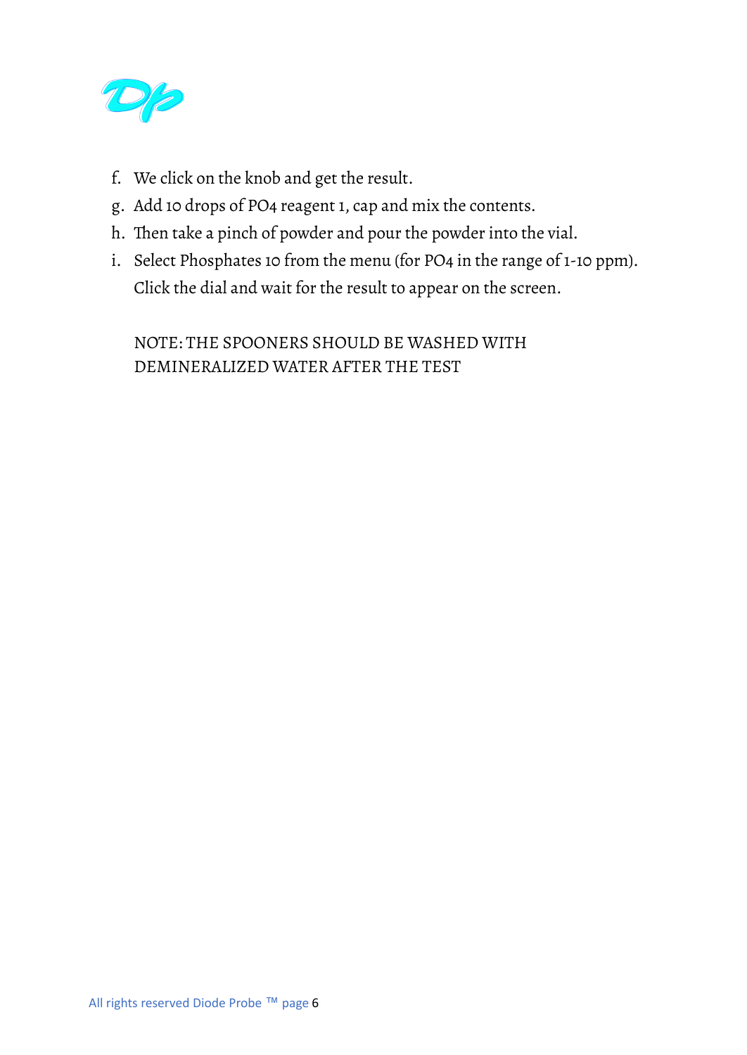f. We click on the knob and get the result.
g. Add 10 drops of PO4 reagent 1, cap and mix the contents.
h. Then take a pinch of powder and pour the powder into the vial.
i. Select Phosphates 10 from the menu (for PO4 in the range of 1-10 ppm). Click the dial and wait for the result to appear on the screen.

NOTE: THE SPOONERS SHOULD BE WASHED WITH DEMINERALIZED WATER AFTER THE TEST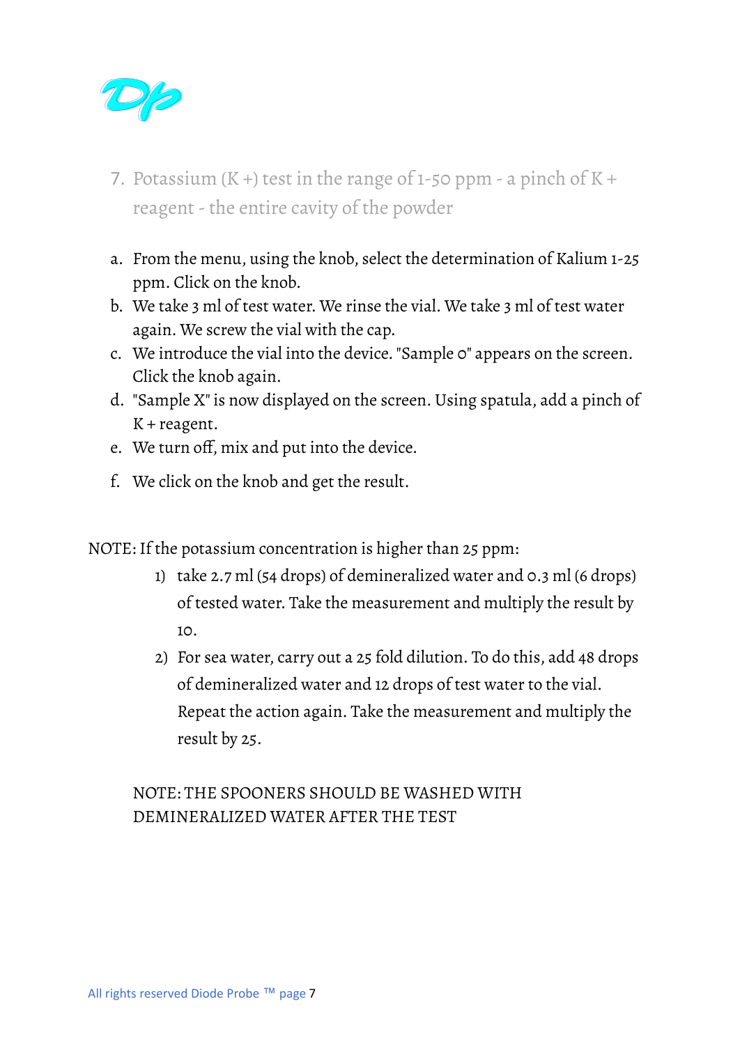7. Potassium (K +) test in the range of 1-50 ppm - a pinch of K + reagent - the entire cavity of the powder

a. From the menu, using the knob, select the determination of Kalium 1-25 ppm. Click on the knob.
b. We take 3 ml of test water. We rinse the vial. We take 3 ml of test water again. We screw the vial with the cap.
c. We introduce the vial into the device. "Sample 0" appears on the screen. Click the knob again.
d. "Sample X" is now displayed on the screen. Using spatula, add a pinch of K + reagent.
e. We turn off, mix and put into the device.
f. We click on the knob and get the result.

NOTE: If the potassium concentration is higher than 25 ppm:

1) take 2.7 ml (54 drops) of demineralized water and 0.3 ml (6 drops) of tested water. Take the measurement and multiply the result by 10.
2) For sea water, carry out a 25 fold dilution. To do this, add 48 drops of demineralized water and 12 drops of test water to the vial. Repeat the action again. Take the measurement and multiply the result by 25.

NOTE: THE SPOONERS SHOULD BE WASHED WITH DEMINERALIZED WATER AFTER THE TEST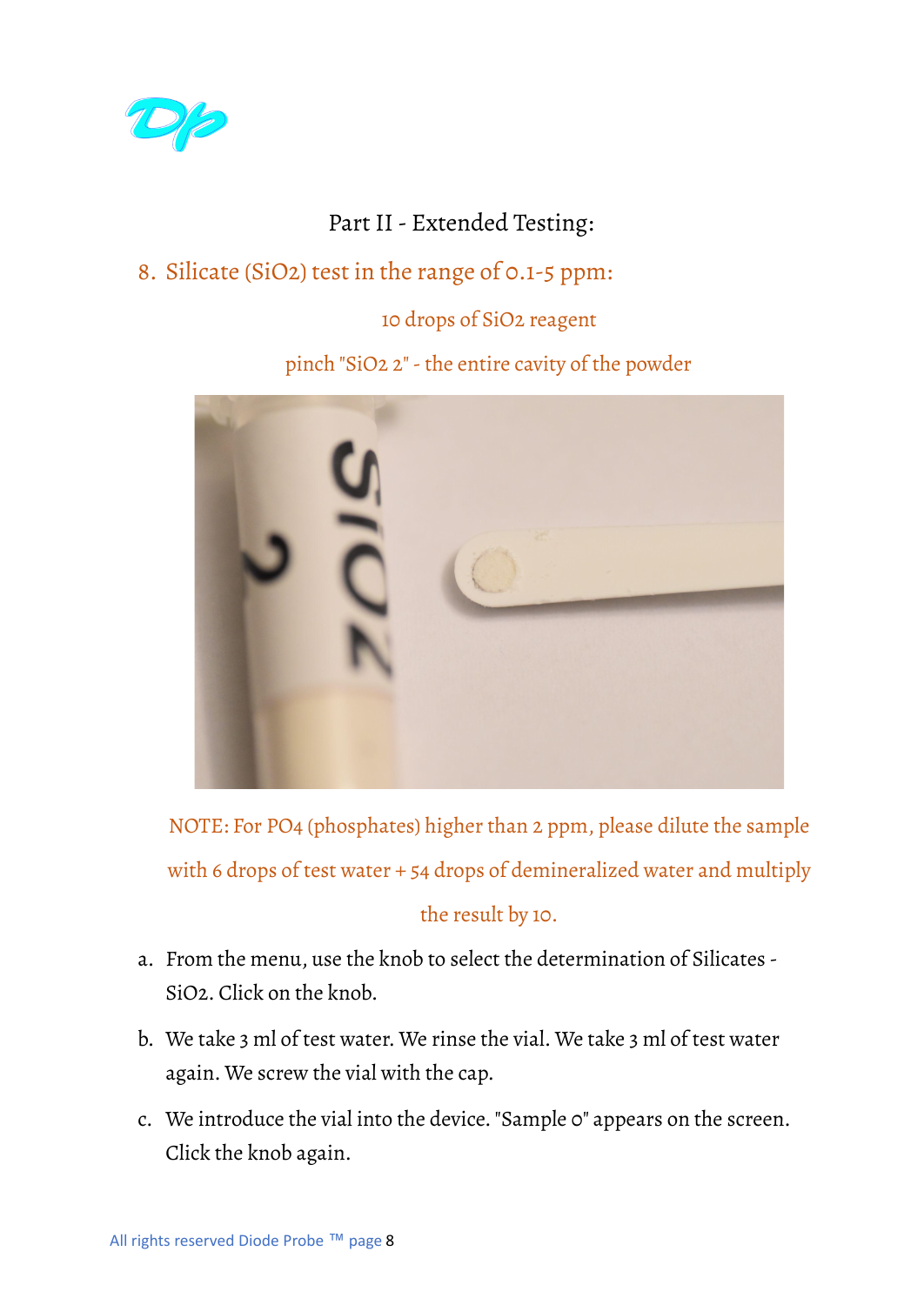## Part II - Extended Testing:

### 8. Silicate ($SiO_2$) test in the range of 0.1-5 ppm:

10 drops of $SiO_2$ reagent

pinch "SiO2 2" - the entire cavity of the powder

NOTE: For $PO_4$ (phosphates) higher than 2 ppm, please dilute the sample with 6 drops of test water + 54 drops of demineralized water and multiply the result by 10.

a. From the menu, use the knob to select the determination of Silicates - $SiO_2$. Click on the knob.

b. We take 3 ml of test water. We rinse the vial. We take 3 ml of test water again. We screw the vial with the cap.

c. We introduce the vial into the device. "Sample 0" appears on the screen. Click the knob again.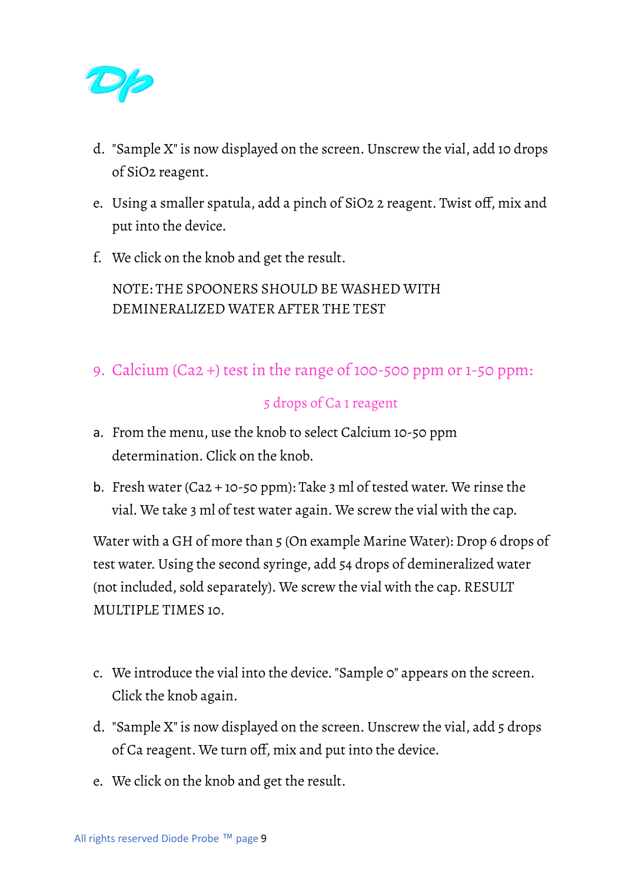d. "Sample X" is now displayed on the screen. Unscrew the vial, add 10 drops of $SiO_2$ reagent.

e. Using a smaller spatula, add a pinch of $SiO_2$ 2 reagent. Twist off, mix and put into the device.

f. We click on the knob and get the result.

   NOTE: THE SPOONERS SHOULD BE WASHED WITH DEMINERALIZED WATER AFTER THE TEST

## 9. Calcium ($Ca^{2+}$) test in the range of 100-500 ppm or 1-50 ppm:

5 drops of Ca 1 reagent

a. From the menu, use the knob to select Calcium 10-50 ppm determination. Click on the knob.

b. Fresh water ($Ca^{2+}$ 10-50 ppm): Take 3 ml of tested water. We rinse the vial. We take 3 ml of test water again. We screw the vial with the cap.

Water with a GH of more than 5 (On example Marine Water): Drop 6 drops of test water. Using the second syringe, add 54 drops of demineralized water (not included, sold separately). We screw the vial with the cap. RESULT MULTIPLE TIMES 10.

c. We introduce the vial into the device. "Sample 0" appears on the screen. Click the knob again.

d. "Sample X" is now displayed on the screen. Unscrew the vial, add 5 drops of Ca reagent. We turn off, mix and put into the device.

e. We click on the knob and get the result.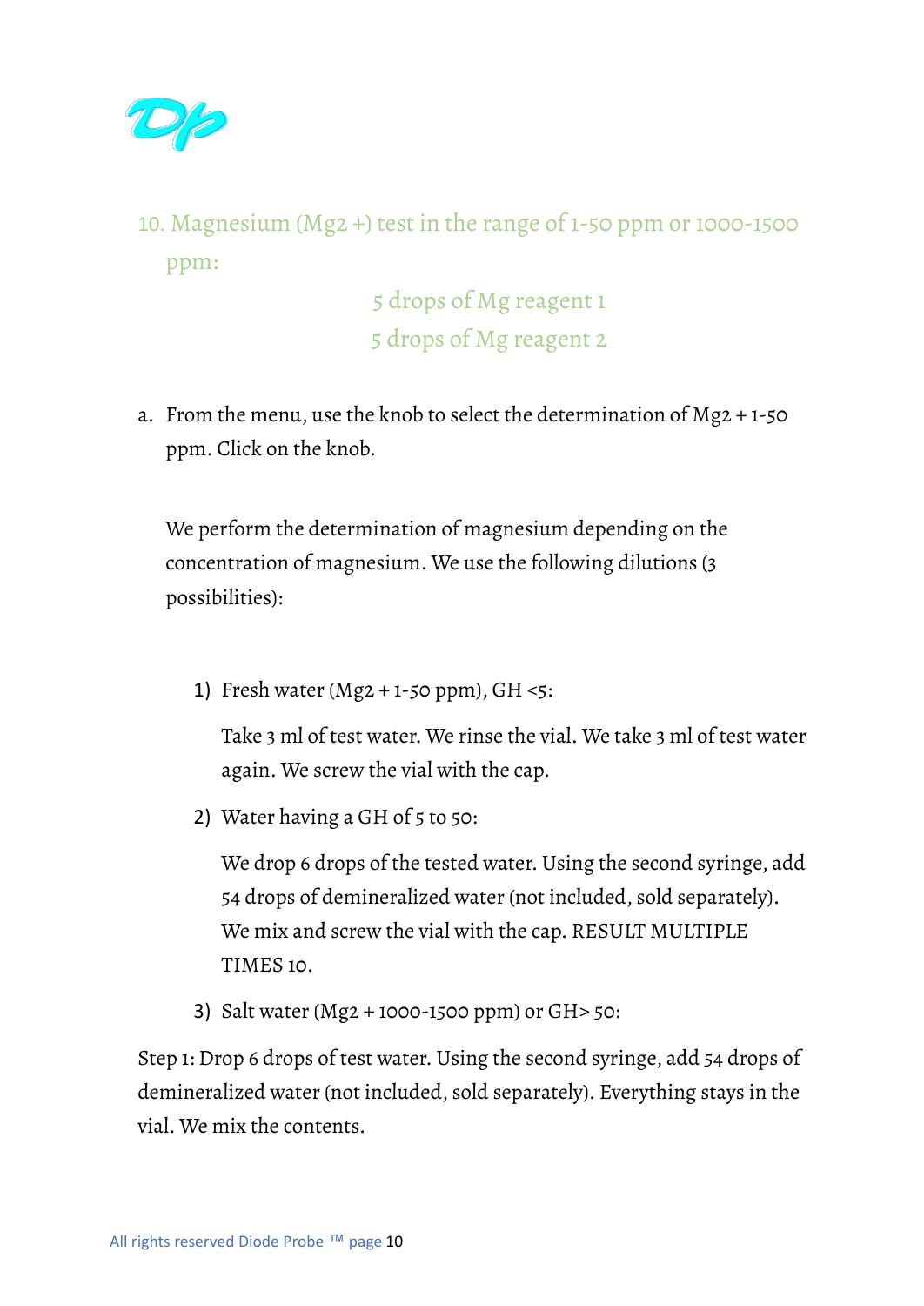## 10. Magnesium ($Mg^{2+}$) test in the range of 1-50 ppm or 1000-1500 ppm:

5 drops of Mg reagent 1
5 drops of Mg reagent 2

a. From the menu, use the knob to select the determination of $Mg^{2+}$ 1-50 ppm. Click on the knob.

We perform the determination of magnesium depending on the concentration of magnesium. We use the following dilutions (3 possibilities):

1) Fresh water ($Mg^{2+}$ 1-50 ppm), GH <5:

   Take 3 ml of test water. We rinse the vial. We take 3 ml of test water again. We screw the vial with the cap.

2) Water having a GH of 5 to 50:

   We drop 6 drops of the tested water. Using the second syringe, add 54 drops of demineralized water (not included, sold separately). We mix and screw the vial with the cap. RESULT MULTIPLE TIMES 10.

3) Salt water ($Mg^{2+}$ 1000-1500 ppm) or GH> 50:

Step 1: Drop 6 drops of test water. Using the second syringe, add 54 drops of demineralized water (not included, sold separately). Everything stays in the vial. We mix the contents.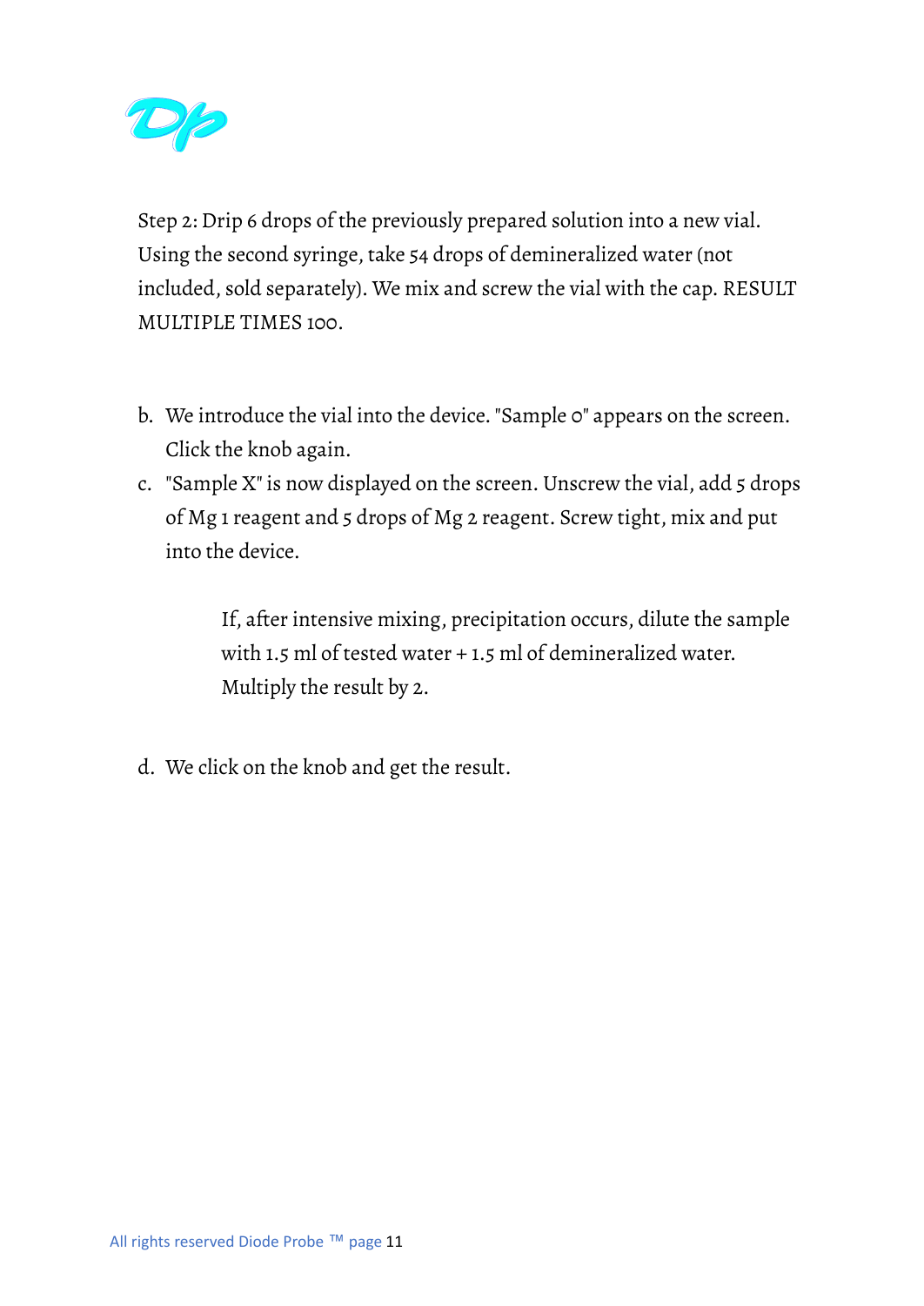Step 2: Drip 6 drops of the previously prepared solution into a new vial. Using the second syringe, take 54 drops of demineralized water (not included, sold separately). We mix and screw the vial with the cap. RESULT MULTIPLE TIMES 100.

b. We introduce the vial into the device. "Sample 0" appears on the screen. Click the knob again.
c. "Sample X" is now displayed on the screen. Unscrew the vial, add 5 drops of Mg 1 reagent and 5 drops of Mg 2 reagent. Screw tight, mix and put into the device.

    If, after intensive mixing, precipitation occurs, dilute the sample with 1.5 ml of tested water + 1.5 ml of demineralized water. Multiply the result by 2.

d. We click on the knob and get the result.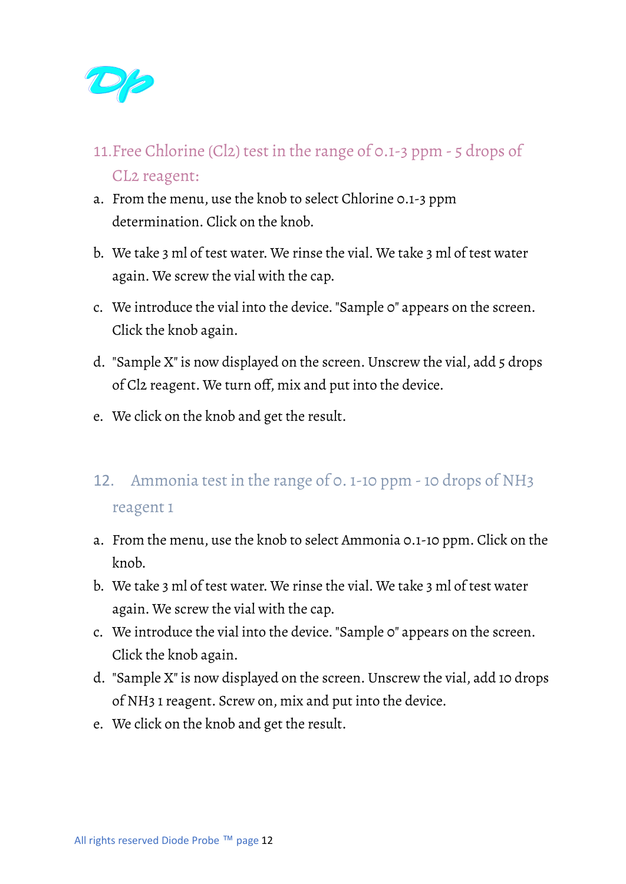## 11. Free Chlorine ($Cl_2$) test in the range of 0.1-3 ppm - 5 drops of $CL_2$ reagent:

a. From the menu, use the knob to select Chlorine 0.1-3 ppm determination. Click on the knob.

b. We take 3 ml of test water. We rinse the vial. We take 3 ml of test water again. We screw the vial with the cap.

c. We introduce the vial into the device. "Sample 0" appears on the screen. Click the knob again.

d. "Sample X" is now displayed on the screen. Unscrew the vial, add 5 drops of $Cl_2$ reagent. We turn off, mix and put into the device.

e. We click on the knob and get the result.

## 12. Ammonia test in the range of 0. 1-10 ppm - 10 drops of $NH_3$ reagent 1

a. From the menu, use the knob to select Ammonia 0.1-10 ppm. Click on the knob.
b. We take 3 ml of test water. We rinse the vial. We take 3 ml of test water again. We screw the vial with the cap.
c. We introduce the vial into the device. "Sample 0" appears on the screen. Click the knob again.
d. "Sample X" is now displayed on the screen. Unscrew the vial, add 10 drops of $NH_3$ 1 reagent. Screw on, mix and put into the device.
e. We click on the knob and get the result.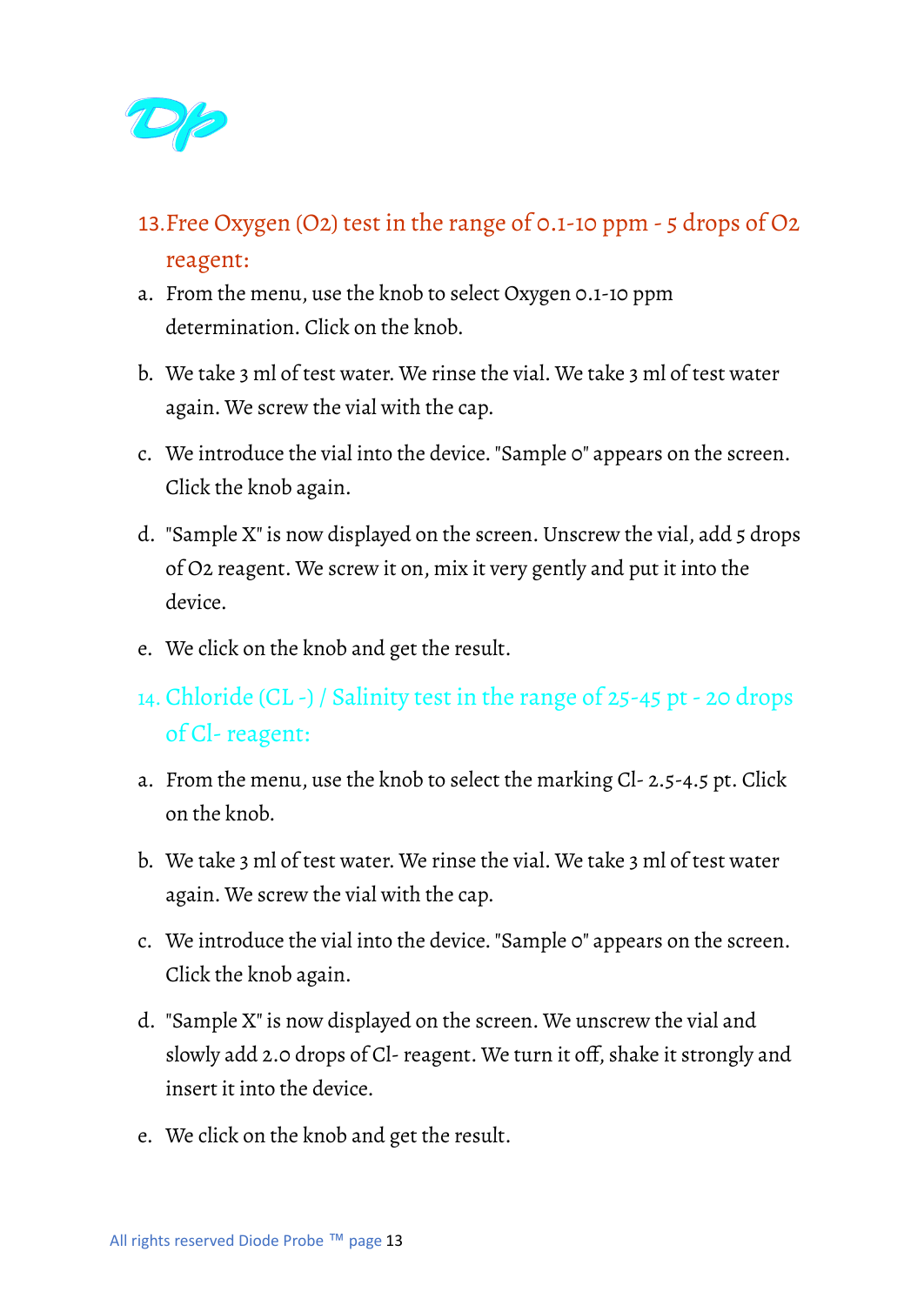## 13. Free Oxygen ($O_2$) test in the range of 0.1-10 ppm - 5 drops of $O_2$ reagent:

a. From the menu, use the knob to select Oxygen 0.1-10 ppm determination. Click on the knob.

b. We take 3 ml of test water. We rinse the vial. We take 3 ml of test water again. We screw the vial with the cap.

c. We introduce the vial into the device. "Sample 0" appears on the screen. Click the knob again.

d. "Sample X" is now displayed on the screen. Unscrew the vial, add 5 drops of $O_2$ reagent. We screw it on, mix it very gently and put it into the device.

e. We click on the knob and get the result.

## 14. Chloride (CL -) / Salinity test in the range of 25-45 pt - 20 drops of Cl- reagent:

a. From the menu, use the knob to select the marking Cl- 2.5-4.5 pt. Click on the knob.

b. We take 3 ml of test water. We rinse the vial. We take 3 ml of test water again. We screw the vial with the cap.

c. We introduce the vial into the device. "Sample 0" appears on the screen. Click the knob again.

d. "Sample X" is now displayed on the screen. We unscrew the vial and slowly add 2.0 drops of Cl- reagent. We turn it off, shake it strongly and insert it into the device.

e. We click on the knob and get the result.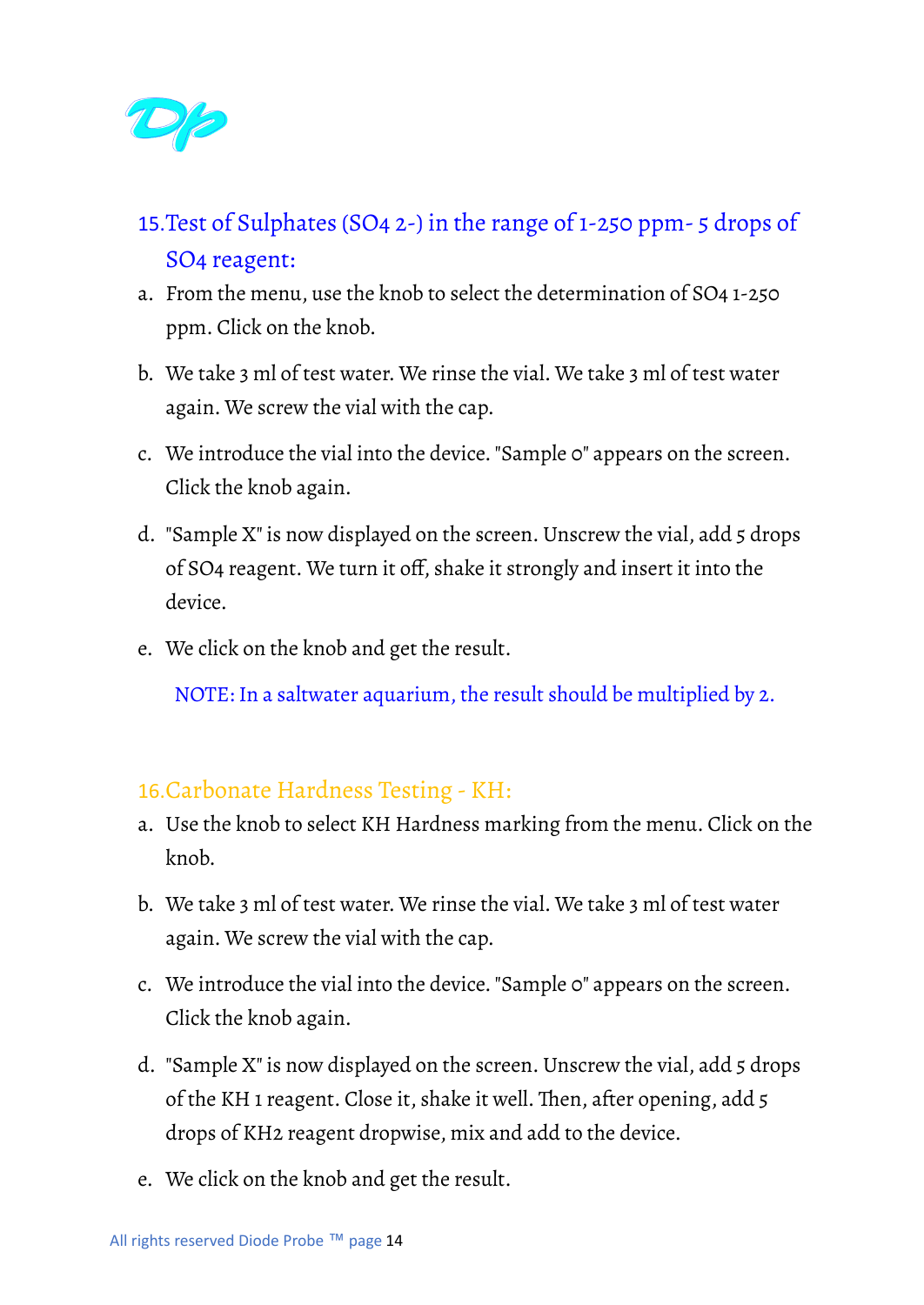## 15.Test of Sulphates ($SO_4^{2-}$) in the range of 1-250 ppm- 5 drops of $SO_4$ reagent:

a. From the menu, use the knob to select the determination of $SO_4$ 1-250 ppm. Click on the knob.

b. We take 3 ml of test water. We rinse the vial. We take 3 ml of test water again. We screw the vial with the cap.

c. We introduce the vial into the device. "Sample 0" appears on the screen. Click the knob again.

d. "Sample X" is now displayed on the screen. Unscrew the vial, add 5 drops of $SO_4$ reagent. We turn it off, shake it strongly and insert it into the device.

e. We click on the knob and get the result.

NOTE: In a saltwater aquarium, the result should be multiplied by 2.

## 16.Carbonate Hardness Testing - KH:

a. Use the knob to select KH Hardness marking from the menu. Click on the knob.

b. We take 3 ml of test water. We rinse the vial. We take 3 ml of test water again. We screw the vial with the cap.

c. We introduce the vial into the device. "Sample 0" appears on the screen. Click the knob again.

d. "Sample X" is now displayed on the screen. Unscrew the vial, add 5 drops of the KH 1 reagent. Close it, shake it well. Then, after opening, add 5 drops of KH2 reagent dropwise, mix and add to the device.

e. We click on the knob and get the result.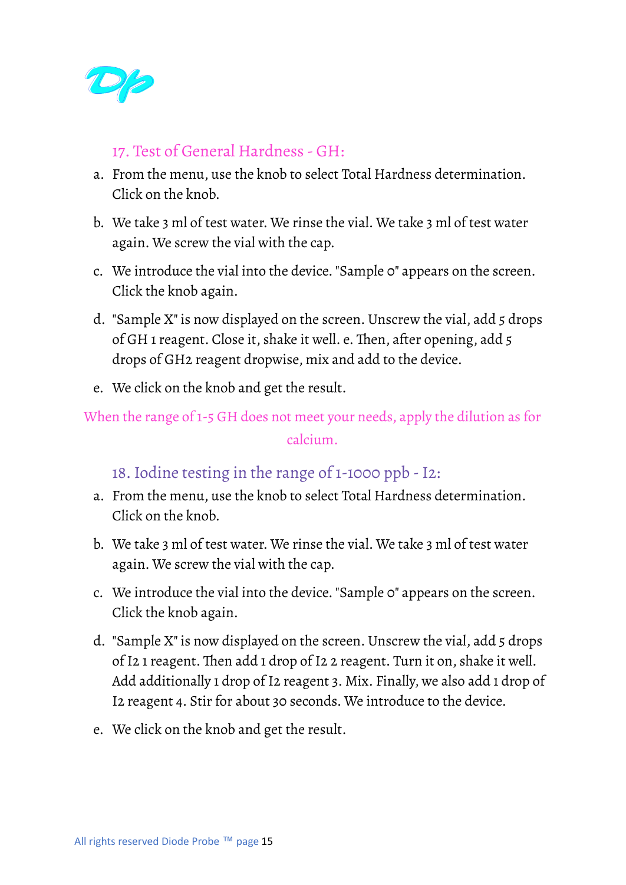## 17. Test of General Hardness - GH:

a. From the menu, use the knob to select Total Hardness determination. Click on the knob.

b. We take 3 ml of test water. We rinse the vial. We take 3 ml of test water again. We screw the vial with the cap.

c. We introduce the vial into the device. "Sample 0" appears on the screen. Click the knob again.

d. "Sample X" is now displayed on the screen. Unscrew the vial, add 5 drops of GH 1 reagent. Close it, shake it well. e. Then, after opening, add 5 drops of GH2 reagent dropwise, mix and add to the device.

e. We click on the knob and get the result.

When the range of 1-5 GH does not meet your needs, apply the dilution as for calcium.

## 18. Iodine testing in the range of 1-1000 ppb - I2:

a. From the menu, use the knob to select Total Hardness determination. Click on the knob.

b. We take 3 ml of test water. We rinse the vial. We take 3 ml of test water again. We screw the vial with the cap.

c. We introduce the vial into the device. "Sample 0" appears on the screen. Click the knob again.

d. "Sample X" is now displayed on the screen. Unscrew the vial, add 5 drops of I2 1 reagent. Then add 1 drop of I2 2 reagent. Turn it on, shake it well. Add additionally 1 drop of I2 reagent 3. Mix. Finally, we also add 1 drop of I2 reagent 4. Stir for about 30 seconds. We introduce to the device.

e. We click on the knob and get the result.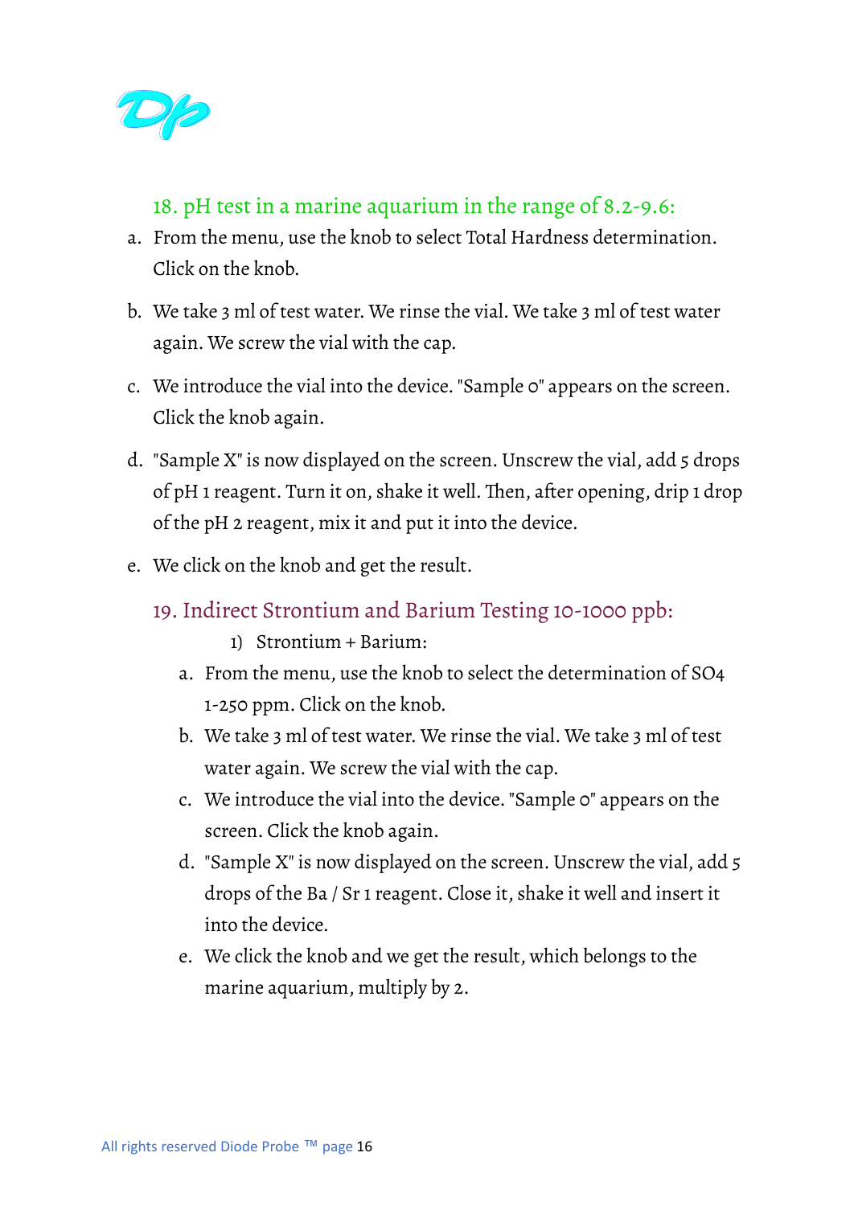## 18. pH test in a marine aquarium in the range of 8.2-9.6:

a. From the menu, use the knob to select Total Hardness determination. Click on the knob.

b. We take 3 ml of test water. We rinse the vial. We take 3 ml of test water again. We screw the vial with the cap.

c. We introduce the vial into the device. "Sample 0" appears on the screen. Click the knob again.

d. "Sample X" is now displayed on the screen. Unscrew the vial, add 5 drops of pH 1 reagent. Turn it on, shake it well. Then, after opening, drip 1 drop of the pH 2 reagent, mix it and put it into the device.

e. We click on the knob and get the result.

## 19. Indirect Strontium and Barium Testing 10-1000 ppb:

1) Strontium + Barium:

a. From the menu, use the knob to select the determination of $SO_4$ 1-250 ppm. Click on the knob.

b. We take 3 ml of test water. We rinse the vial. We take 3 ml of test water again. We screw the vial with the cap.

c. We introduce the vial into the device. "Sample 0" appears on the screen. Click the knob again.

d. "Sample X" is now displayed on the screen. Unscrew the vial, add 5 drops of the Ba / Sr 1 reagent. Close it, shake it well and insert it into the device.

e. We click the knob and we get the result, which belongs to the marine aquarium, multiply by 2.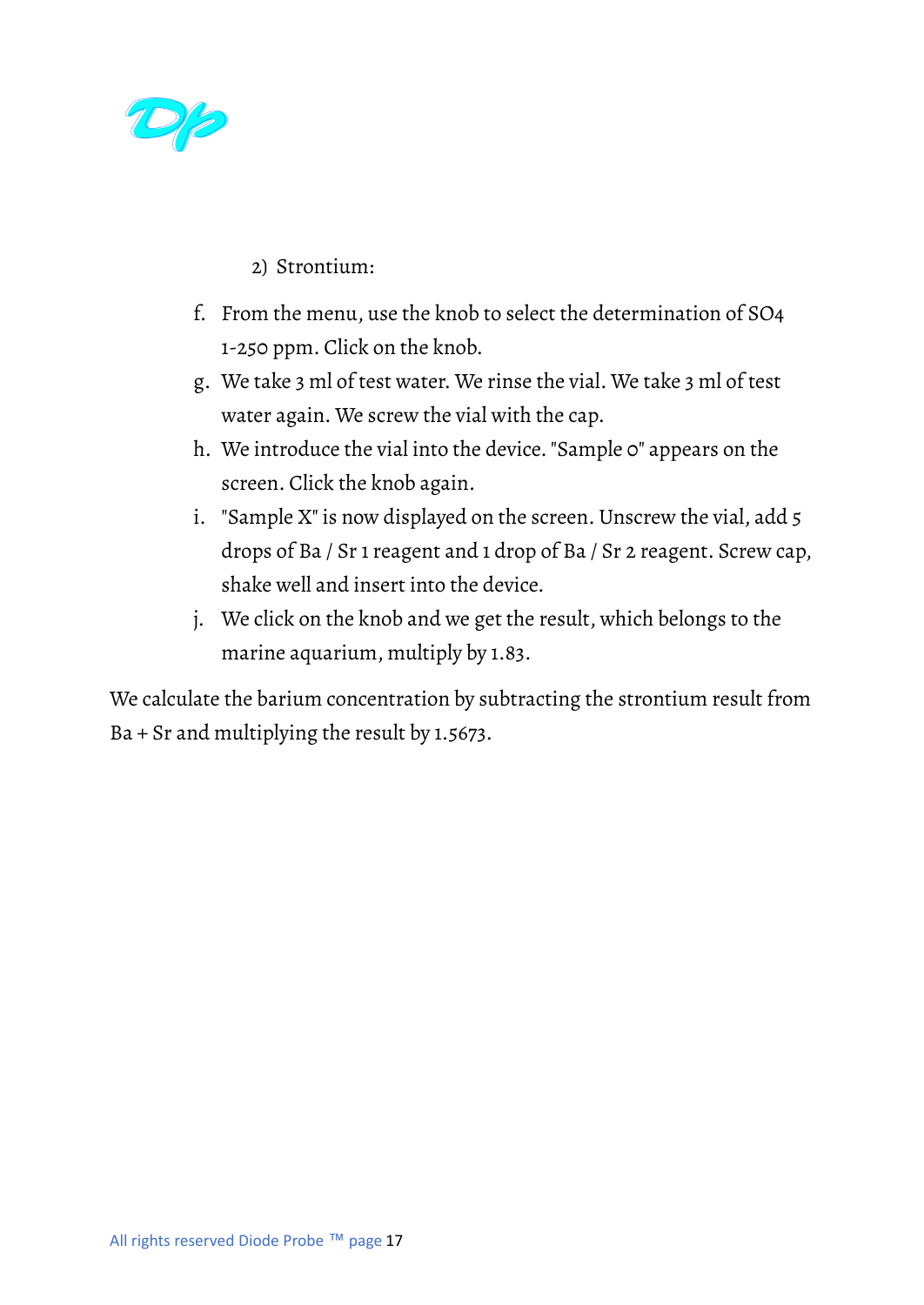2) Strontium:

f. From the menu, use the knob to select the determination of $SO_4$ 1-250 ppm. Click on the knob.
g. We take 3 ml of test water. We rinse the vial. We take 3 ml of test water again. We screw the vial with the cap.
h. We introduce the vial into the device. "Sample 0" appears on the screen. Click the knob again.
i. "Sample X" is now displayed on the screen. Unscrew the vial, add 5 drops of Ba / Sr 1 reagent and 1 drop of Ba / Sr 2 reagent. Screw cap, shake well and insert into the device.
j. We click on the knob and we get the result, which belongs to the marine aquarium, multiply by 1.83.

We calculate the barium concentration by subtracting the strontium result from Ba + Sr and multiplying the result by 1.5673.